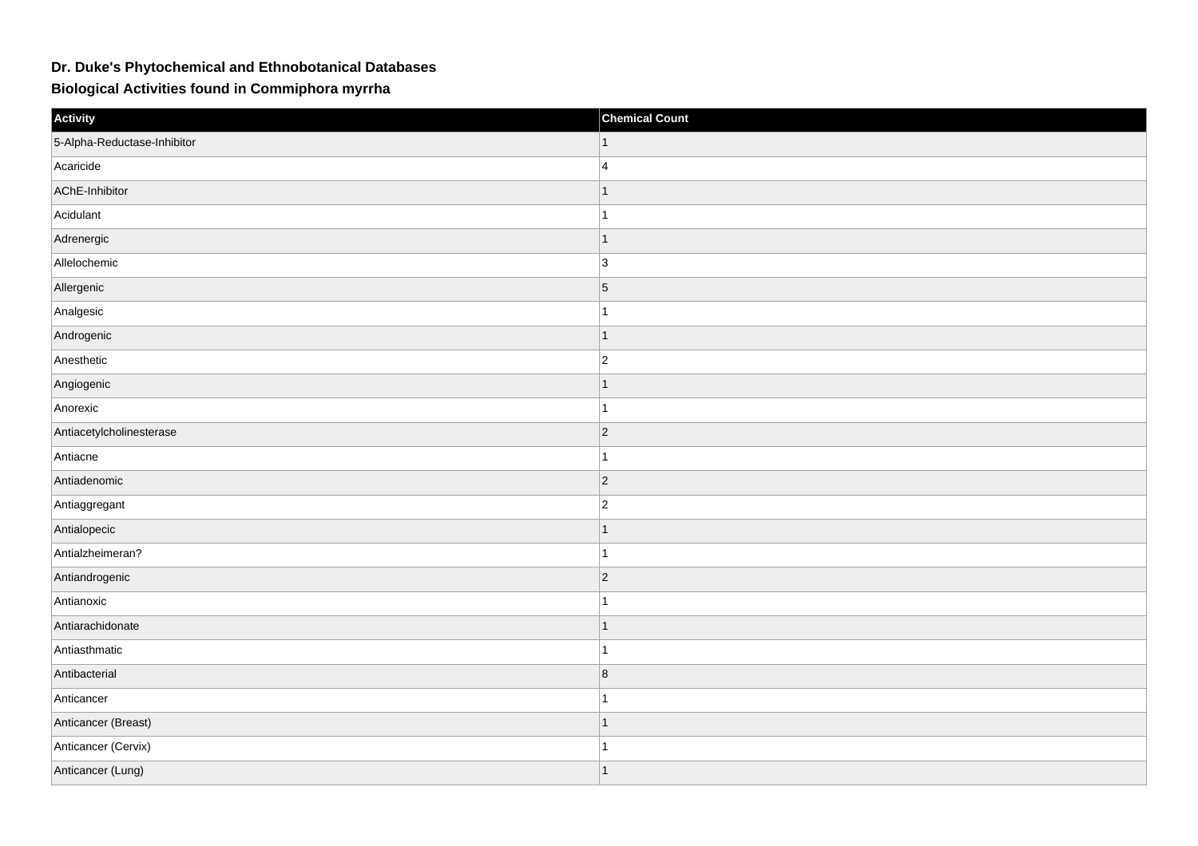## Dr. Duke's Phytochemical and Ethnobotanical Databases

## Biological Activities found in Commiphora myrrha

| Activity | Chemical Count |
| --- | --- |
| 5-Alpha-Reductase-Inhibitor | 1 |
| Acaricide | 4 |
| AChE-Inhibitor | 1 |
| Acidulant | 1 |
| Adrenergic | 1 |
| Allelochemic | 3 |
| Allergenic | 5 |
| Analgesic | 1 |
| Androgenic | 1 |
| Anesthetic | 2 |
| Angiogenic | 1 |
| Anorexic | 1 |
| Antiacetylcholinesterase | 2 |
| Antiacne | 1 |
| Antiadenomic | 2 |
| Antiaggregant | 2 |
| Antialopecic | 1 |
| Antialzheimeran? | 1 |
| Antiandrogenic | 2 |
| Antianoxic | 1 |
| Antiarachidonate | 1 |
| Antiasthmatic | 1 |
| Antibacterial | 8 |
| Anticancer | 1 |
| Anticancer (Breast) | 1 |
| Anticancer (Cervix) | 1 |
| Anticancer (Lung) | 1 |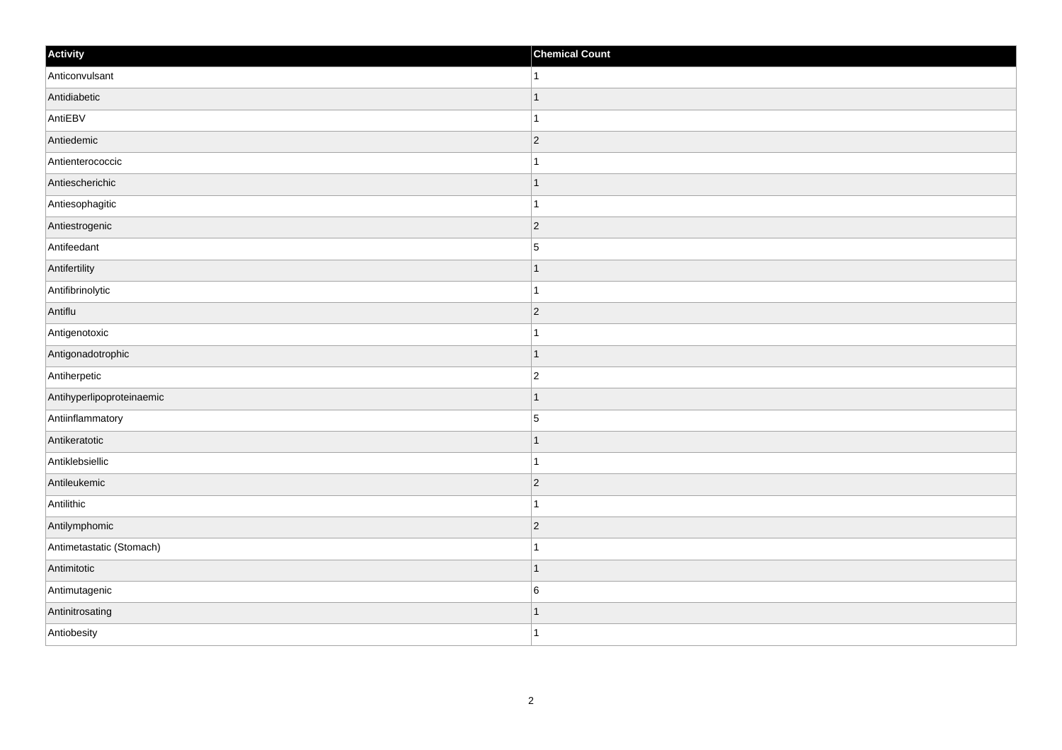| Activity | Chemical Count |
| --- | --- |
| Anticonvulsant | 1 |
| Antidiabetic | 1 |
| AntiEBV | 1 |
| Antiedemic | 2 |
| Antienterococcic | 1 |
| Antiescherichic | 1 |
| Antiesophagitic | 1 |
| Antiestrogenic | 2 |
| Antifeedant | 5 |
| Antifertility | 1 |
| Antifibrinolytic | 1 |
| Antiflu | 2 |
| Antigenotoxic | 1 |
| Antigonadotrophic | 1 |
| Antiherpetic | 2 |
| Antihyperlipoproteinaemic | 1 |
| Antiinflammatory | 5 |
| Antikeratotic | 1 |
| Antiklebsiellic | 1 |
| Antileukemic | 2 |
| Antilithic | 1 |
| Antilymphomic | 2 |
| Antimetastatic (Stomach) | 1 |
| Antimitotic | 1 |
| Antimutagenic | 6 |
| Antinitrosating | 1 |
| Antiobesity | 1 |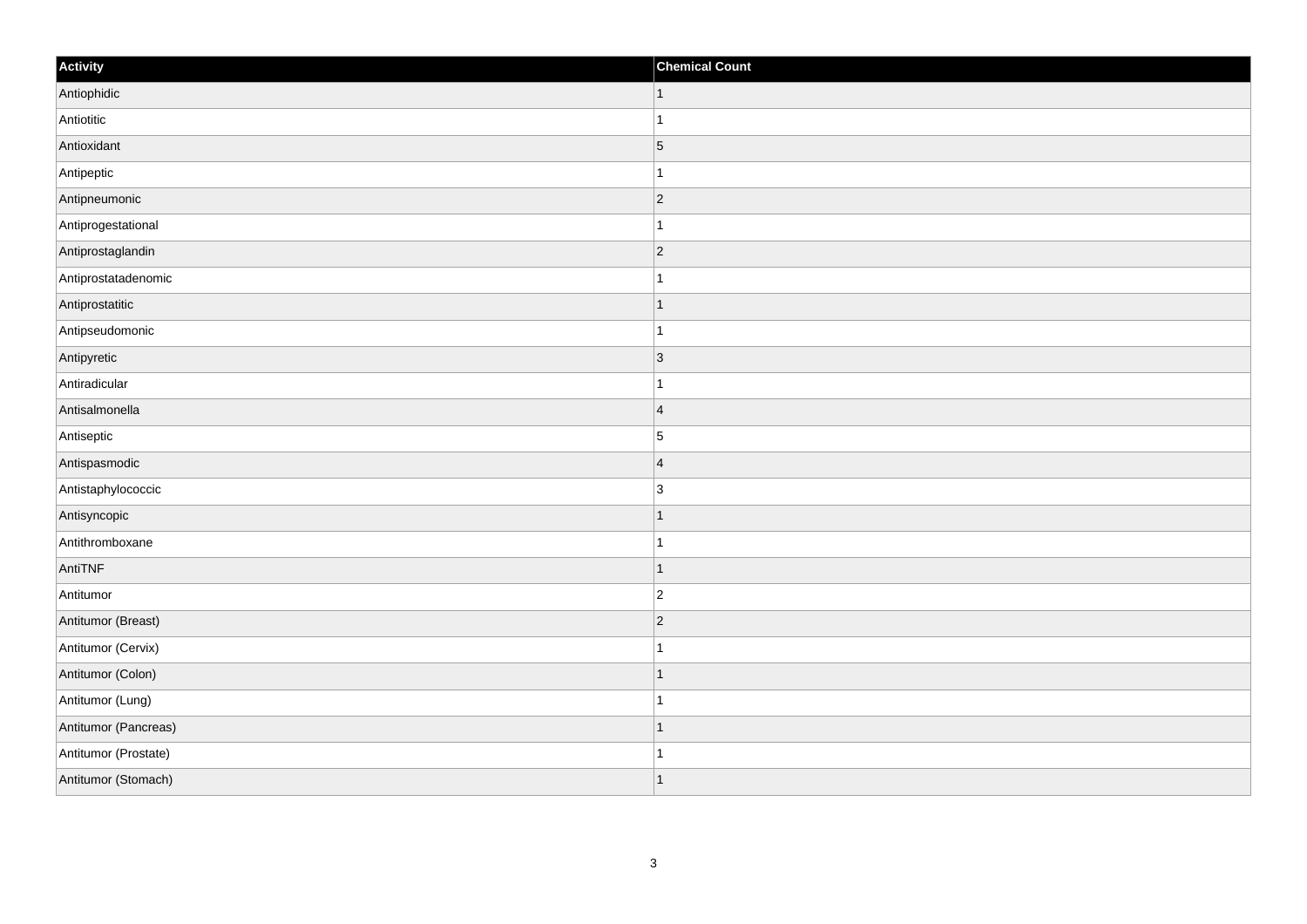| Activity | Chemical Count |
| --- | --- |
| Antiophidic | 1 |
| Antiotitic | 1 |
| Antioxidant | 5 |
| Antipeptic | 1 |
| Antipneumonic | 2 |
| Antiprogestational | 1 |
| Antiprostaglandin | 2 |
| Antiprostatadenomic | 1 |
| Antiprostatitic | 1 |
| Antipseudomonic | 1 |
| Antipyretic | 3 |
| Antiradicular | 1 |
| Antisalmonella | 4 |
| Antiseptic | 5 |
| Antispasmodic | 4 |
| Antistaphylococcic | 3 |
| Antisyncopic | 1 |
| Antithromboxane | 1 |
| AntiTNF | 1 |
| Antitumor | 2 |
| Antitumor (Breast) | 2 |
| Antitumor (Cervix) | 1 |
| Antitumor (Colon) | 1 |
| Antitumor (Lung) | 1 |
| Antitumor (Pancreas) | 1 |
| Antitumor (Prostate) | 1 |
| Antitumor (Stomach) | 1 |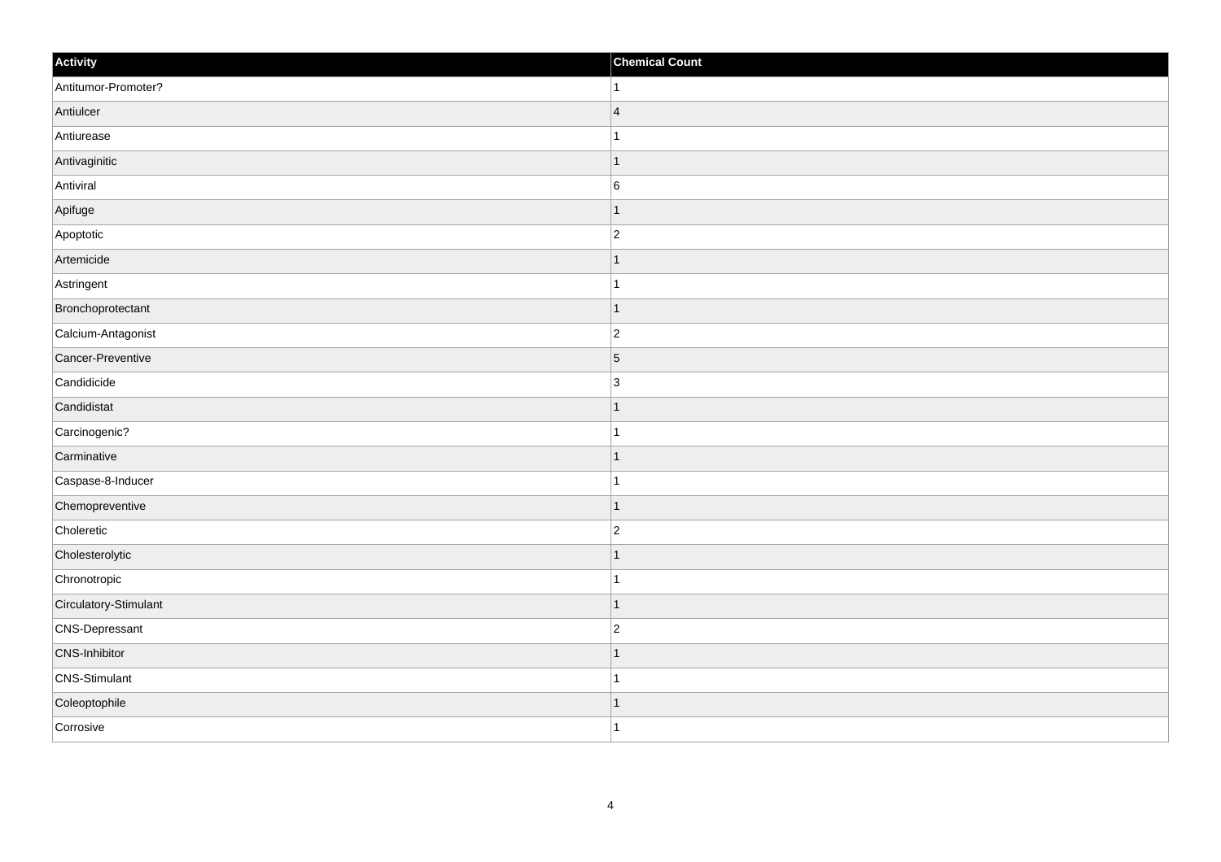| Activity | Chemical Count |
| --- | --- |
| Antitumor-Promoter? | 1 |
| Antiulcer | 4 |
| Antiurease | 1 |
| Antivaginitic | 1 |
| Antiviral | 6 |
| Apifuge | 1 |
| Apoptotic | 2 |
| Artemicide | 1 |
| Astringent | 1 |
| Bronchoprotectant | 1 |
| Calcium-Antagonist | 2 |
| Cancer-Preventive | 5 |
| Candidicide | 3 |
| Candidistat | 1 |
| Carcinogenic? | 1 |
| Carminative | 1 |
| Caspase-8-Inducer | 1 |
| Chemopreventive | 1 |
| Choleretic | 2 |
| Cholesterolytic | 1 |
| Chronotropic | 1 |
| Circulatory-Stimulant | 1 |
| CNS-Depressant | 2 |
| CNS-Inhibitor | 1 |
| CNS-Stimulant | 1 |
| Coleoptophile | 1 |
| Corrosive | 1 |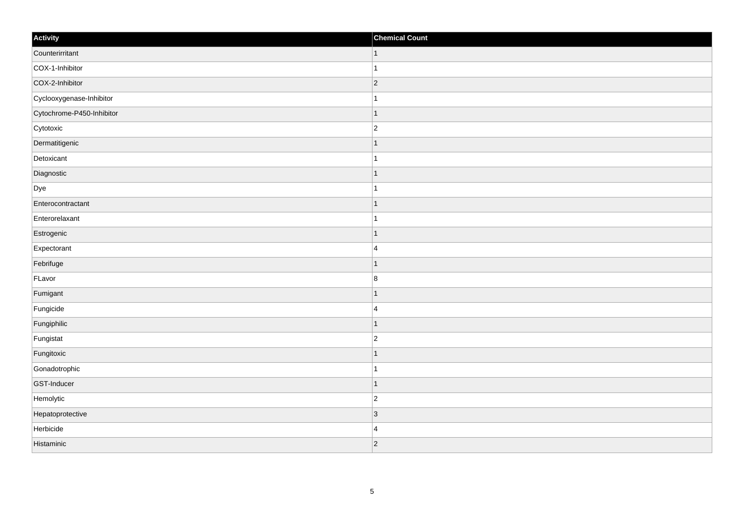| Activity | Chemical Count |
| --- | --- |
| Counterirritant | 1 |
| COX-1-Inhibitor | 1 |
| COX-2-Inhibitor | 2 |
| Cyclooxygenase-Inhibitor | 1 |
| Cytochrome-P450-Inhibitor | 1 |
| Cytotoxic | 2 |
| Dermatitigenic | 1 |
| Detoxicant | 1 |
| Diagnostic | 1 |
| Dye | 1 |
| Enterocontractant | 1 |
| Enterorelaxant | 1 |
| Estrogenic | 1 |
| Expectorant | 4 |
| Febrifuge | 1 |
| FLavor | 8 |
| Fumigant | 1 |
| Fungicide | 4 |
| Fungiphilic | 1 |
| Fungistat | 2 |
| Fungitoxic | 1 |
| Gonadotrophic | 1 |
| GST-Inducer | 1 |
| Hemolytic | 2 |
| Hepatoprotective | 3 |
| Herbicide | 4 |
| Histaminic | 2 |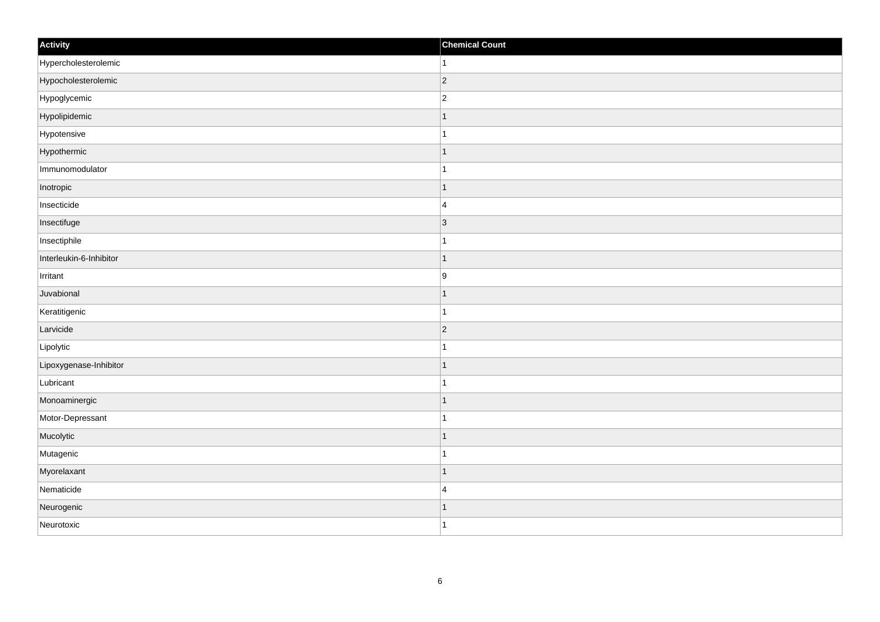| Activity | Chemical Count |
| --- | --- |
| Hypercholesterolemic | 1 |
| Hypocholesterolemic | 2 |
| Hypoglycemic | 2 |
| Hypolipidemic | 1 |
| Hypotensive | 1 |
| Hypothermic | 1 |
| Immunomodulator | 1 |
| Inotropic | 1 |
| Insecticide | 4 |
| Insectifuge | 3 |
| Insectiphile | 1 |
| Interleukin-6-Inhibitor | 1 |
| Irritant | 9 |
| Juvabional | 1 |
| Keratitigenic | 1 |
| Larvicide | 2 |
| Lipolytic | 1 |
| Lipoxygenase-Inhibitor | 1 |
| Lubricant | 1 |
| Monoaminergic | 1 |
| Motor-Depressant | 1 |
| Mucolytic | 1 |
| Mutagenic | 1 |
| Myorelaxant | 1 |
| Nematicide | 4 |
| Neurogenic | 1 |
| Neurotoxic | 1 |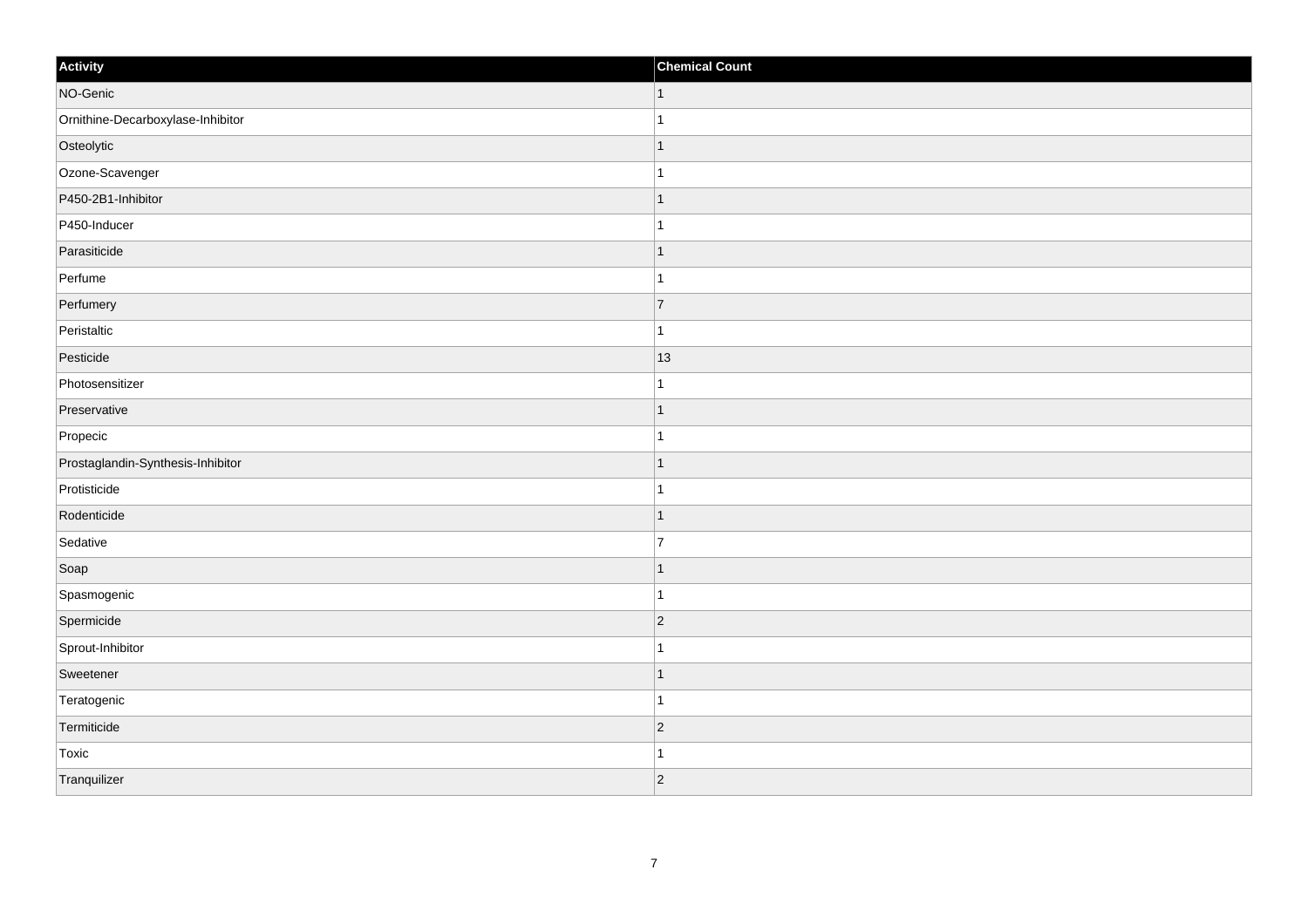| Activity | Chemical Count |
| --- | --- |
| NO-Genic | 1 |
| Ornithine-Decarboxylase-Inhibitor | 1 |
| Osteolytic | 1 |
| Ozone-Scavenger | 1 |
| P450-2B1-Inhibitor | 1 |
| P450-Inducer | 1 |
| Parasiticide | 1 |
| Perfume | 1 |
| Perfumery | 7 |
| Peristaltic | 1 |
| Pesticide | 13 |
| Photosensitizer | 1 |
| Preservative | 1 |
| Propecic | 1 |
| Prostaglandin-Synthesis-Inhibitor | 1 |
| Protisticide | 1 |
| Rodenticide | 1 |
| Sedative | 7 |
| Soap | 1 |
| Spasmogenic | 1 |
| Spermicide | 2 |
| Sprout-Inhibitor | 1 |
| Sweetener | 1 |
| Teratogenic | 1 |
| Termiticide | 2 |
| Toxic | 1 |
| Tranquilizer | 2 |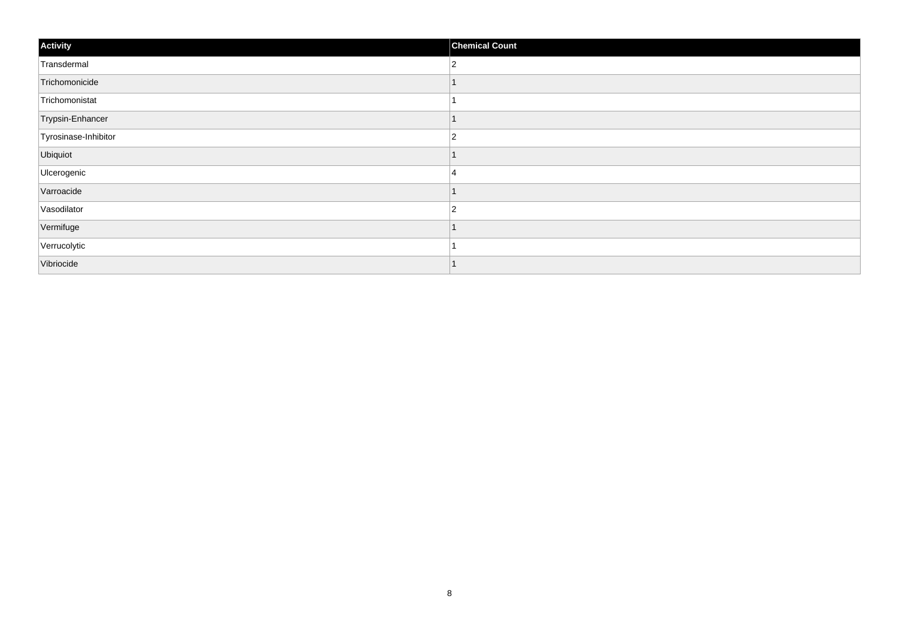| Activity | Chemical Count |
|---|---|
| Transdermal | 2 |
| Trichomonicide | 1 |
| Trichomonistat | 1 |
| Trypsin-Enhancer | 1 |
| Tyrosinase-Inhibitor | 2 |
| Ubiquiot | 1 |
| Ulcerogenic | 4 |
| Varroacide | 1 |
| Vasodilator | 2 |
| Vermifuge | 1 |
| Verrucolytic | 1 |
| Vibriocide | 1 |